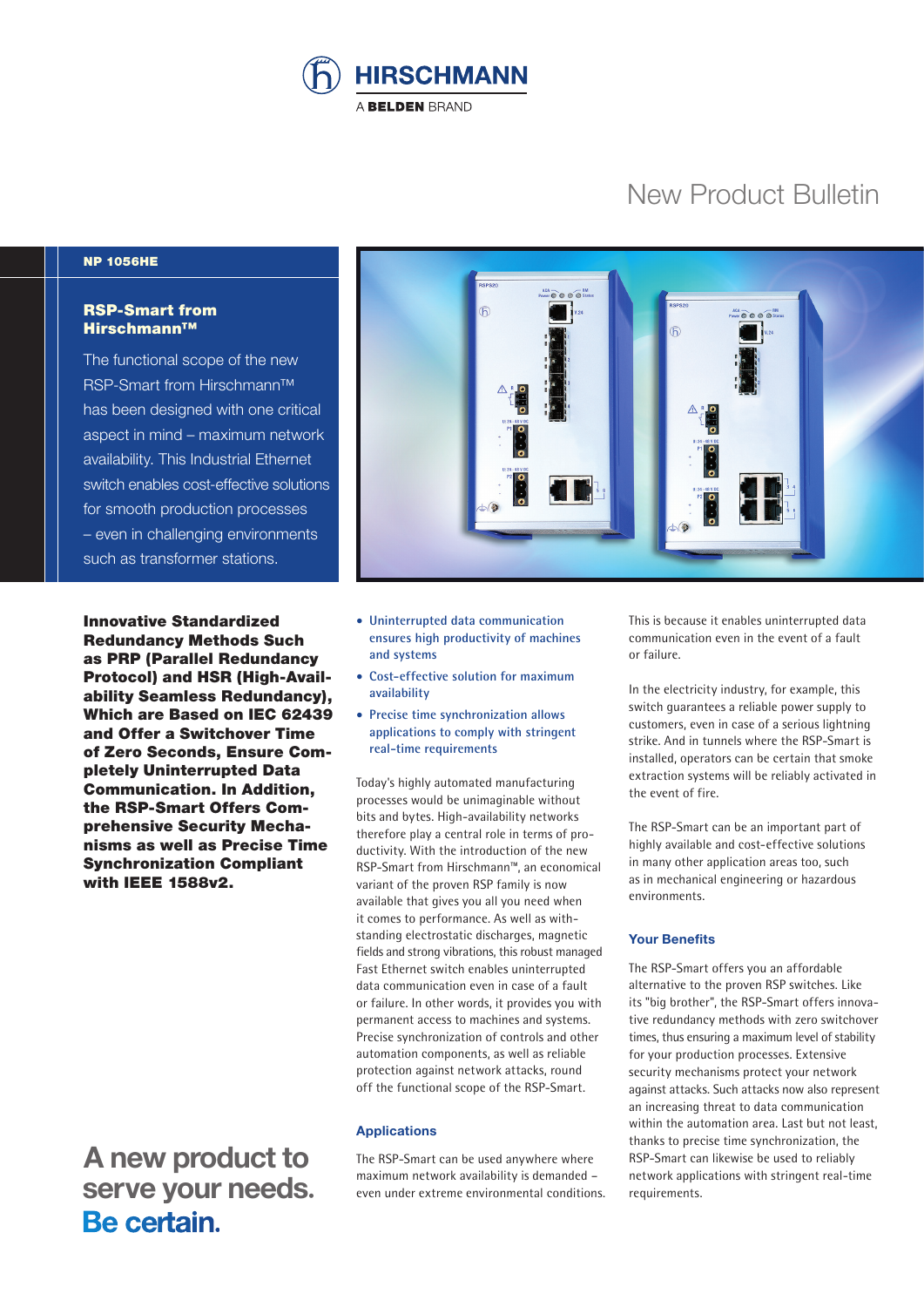HIRSCHMANN

A BELDEN BRAND

New Product Bulletin

NP 1056HE

## RSP-Smart from Hirschmann™

The functional scope of the new RSP-Smart from Hirschmann™ has been designed with one critical aspect in mind – maximum network availability. This Industrial Ethernet switch enables cost-effective solutions for smooth production processes – even in challenging environments such as transformer stations.

**Innovative Standardized Redundancy Methods Such as PRP (Parallel Redundancy Protocol) and HSR (High-Availability Seamless Redundancy), Which are Based on IEC 62439 and Offer a Switchover Time of Zero Seconds, Ensure Completely Uninterrupted Data Communication. In Addition, the RSP-Smart Offers Comprehensive Security Mechanisms as well as Precise Time Synchronization Compliant with IEEE 1588v2.**

- Uninterrupted data communication ensures high productivity of machines and systems
- Cost-effective solution for maximum availability
- Precise time synchronization allows applications to comply with stringent real-time requirements

Today's highly automated manufacturing processes would be unimaginable without bits and bytes. High-availability networks therefore play a central role in terms of productivity. With the introduction of the new RSP-Smart from Hirschmann™, an economical variant of the proven RSP family is now available that gives you all you need when it comes to performance. As well as withstanding electrostatic discharges, magnetic fields and strong vibrations, this robust managed Fast Ethernet switch enables uninterrupted data communication even in case of a fault or failure. In other words, it provides you with permanent access to machines and systems. Precise synchronization of controls and other automation components, as well as reliable protection against network attacks, round off the functional scope of the RSP-Smart.

### Applications

The RSP-Smart can be used anywhere where maximum network availability is demanded – even under extreme environmental conditions. This is because it enables uninterrupted data communication even in the event of a fault or failure.

In the electricity industry, for example, this switch guarantees a reliable power supply to customers, even in case of a serious lightning strike. And in tunnels where the RSP-Smart is installed, operators can be certain that smoke extraction systems will be reliably activated in the event of fire.

The RSP-Smart can be an important part of highly available and cost-effective solutions in many other application areas too, such as in mechanical engineering or hazardous environments.

### Your Benefits

The RSP-Smart offers you an affordable alternative to the proven RSP switches. Like its "big brother", the RSP-Smart offers innovative redundancy methods with zero switchover times, thus ensuring a maximum level of stability for your production processes. Extensive security mechanisms protect your network against attacks. Such attacks now also represent an increasing threat to data communication within the automation area. Last but not least, thanks to precise time synchronization, the RSP-Smart can likewise be used to reliably network applications with stringent real-time requirements.

**A new product to serve your needs. Be certain.**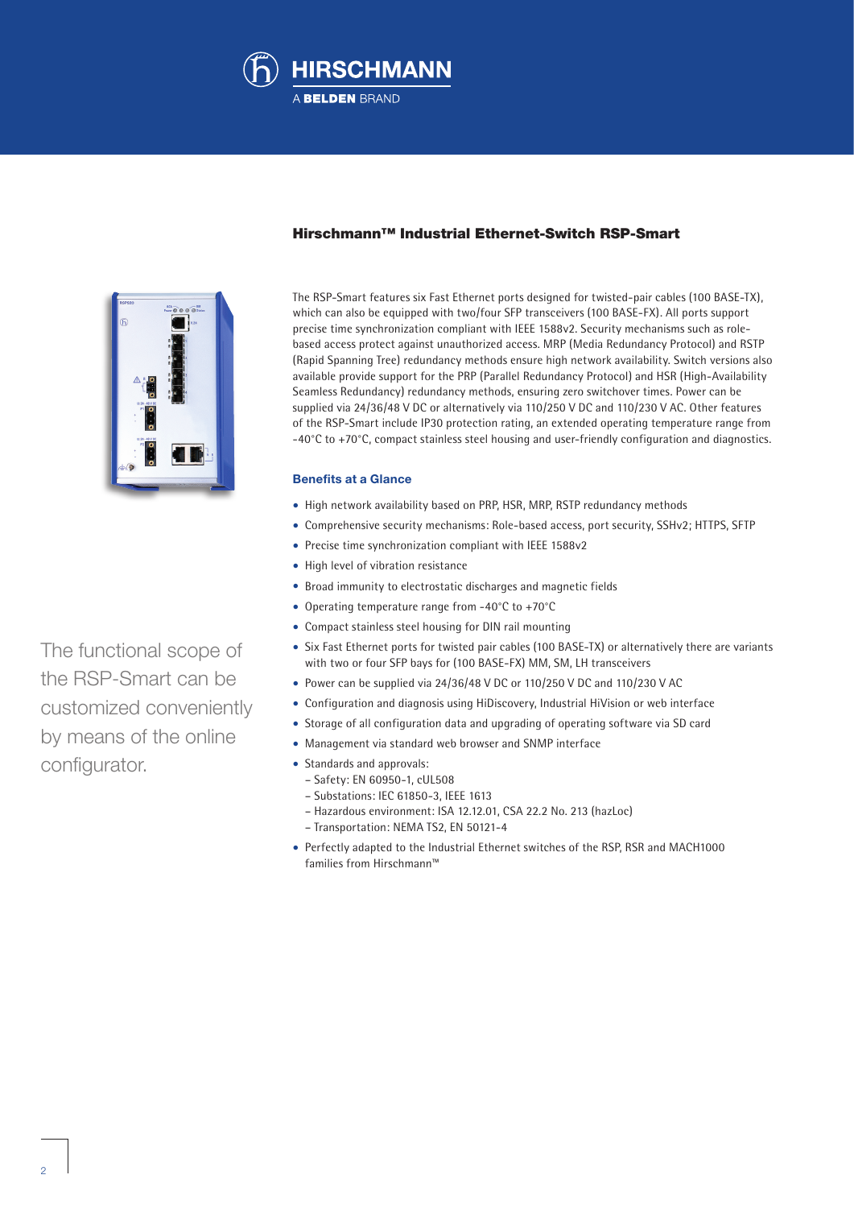# Hirschmann™ Industrial Ethernet-Switch RSP-Smart

The RSP-Smart features six Fast Ethernet ports designed for twisted-pair cables (100 BASE-TX), which can also be equipped with two/four SFP transceivers (100 BASE-FX). All ports support precise time synchronization compliant with IEEE 1588v2. Security mechanisms such as role-based access protect against unauthorized access. MRP (Media Redundancy Protocol) and RSTP (Rapid Spanning Tree) redundancy methods ensure high network availability. Switch versions also available provide support for the PRP (Parallel Redundancy Protocol) and HSR (High-Availability Seamless Redundancy) redundancy methods, ensuring zero switchover times. Power can be supplied via 24/36/48 V DC or alternatively via 110/250 V DC and 110/230 V AC. Other features of the RSP-Smart include IP30 protection rating, an extended operating temperature range from -40°C to +70°C, compact stainless steel housing and user-friendly configuration and diagnostics.

The functional scope of the RSP-Smart can be customized conveniently by means of the online configurator.

## Benefits at a Glance

- High network availability based on PRP, HSR, MRP, RSTP redundancy methods
- Comprehensive security mechanisms: Role-based access, port security, SSHv2; HTTPS, SFTP
- Precise time synchronization compliant with IEEE 1588v2
- High level of vibration resistance
- Broad immunity to electrostatic discharges and magnetic fields
- Operating temperature range from -40°C to +70°C
- Compact stainless steel housing for DIN rail mounting
- Six Fast Ethernet ports for twisted pair cables (100 BASE-TX) or alternatively there are variants with two or four SFP bays for (100 BASE-FX) MM, SM, LH transceivers
- Power can be supplied via 24/36/48 V DC or 110/250 V DC and 110/230 V AC
- Configuration and diagnosis using HiDiscovery, Industrial HiVision or web interface
- Storage of all configuration data and upgrading of operating software via SD card
- Management via standard web browser and SNMP interface
- Standards and approvals:
  - Safety: EN 60950-1, cUL508
  - Substations: IEC 61850-3, IEEE 1613
  - Hazardous environment: ISA 12.12.01, CSA 22.2 No. 213 (hazLoc)
  - Transportation: NEMA TS2, EN 50121-4
- Perfectly adapted to the Industrial Ethernet switches of the RSP, RSR and MACH1000 families from Hirschmann™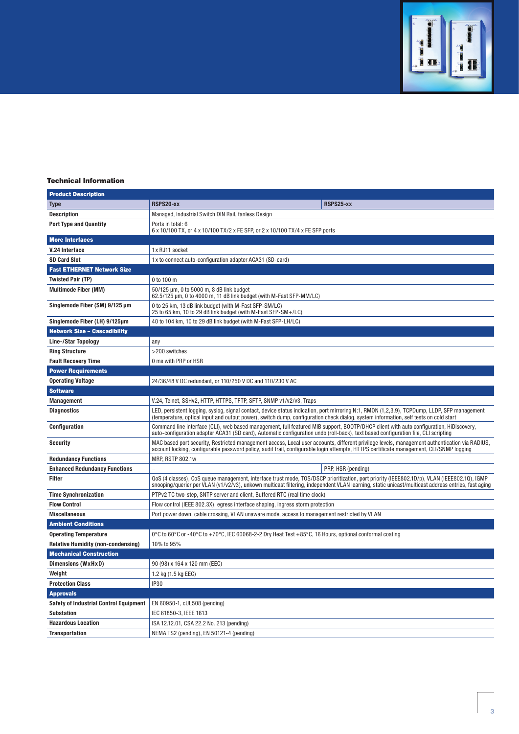### Technical Information

| Product Description | | |
|---|---|---|
| **Type** | **RSPS20-xx** | **RSPS25-xx** |
| **Description** | Managed, Industrial Switch DIN Rail, fanless Design | |
| **Port Type and Quantity** | Ports in total: 6<br>6 x 10/100 TX, or 4 x 10/100 TX/2 x FE SFP, or 2 x 10/100 TX/4 x FE SFP ports | |
| **More Interfaces** | | |
| **V.24 Interface** | 1 x RJ11 socket | |
| **SD Card Slot** | 1 x to connect auto-configuration adapter ACA31 (SD-card) | |
| **Fast ETHERNET Network Size** | | |
| **Twisted Pair (TP)** | 0 to 100 m | |
| **Multimode Fiber (MM)** | 50/125 µm, 0 to 5000 m, 8 dB link budget<br>62.5/125 µm, 0 to 4000 m, 11 dB link budget (with M-Fast SFP-MM/LC) | |
| **Singlemode Fiber (SM) 9/125 µm** | 0 to 25 km, 13 dB link budget (with M-Fast SFP-SM/LC)<br>25 to 65 km, 10 to 29 dB link budget (with M-Fast SFP-SM+/LC) | |
| **Singlemode Fiber (LH) 9/125µm** | 40 to 104 km, 10 to 29 dB link budget (with M-Fast SFP-LH/LC) | |
| **Network Size – Cascadibility** | | |
| **Line-/Star Topology** | any | |
| **Ring Structure** | >200 switches | |
| **Fault Recovery Time** | 0 ms with PRP or HSR | |
| **Power Requirements** | | |
| **Operating Voltage** | 24/36/48 V DC redundant, or 110/250 V DC and 110/230 V AC | |
| **Software** | | |
| **Management** | V.24, Telnet, SSHv2, HTTP, HTTPS, TFTP, SFTP, SNMP v1/v2/v3, Traps | |
| **Diagnostics** | LED, persistent logging, syslog, signal contact, device status indication, port mirroring N:1, RMON (1,2,3,9), TCPDump, LLDP, SFP management (temperature, optical input and output power), switch dump, configuration check dialog, system information, self tests on cold start | |
| **Configuration** | Command line interface (CLI), web based management, full featured MIB support, BOOTP/DHCP client with auto configuration, HiDiscovery, auto-configuration adapter ACA31 (SD card), Automatic configuration undo (roll-back), text based configuration file, CLI scripting | |
| **Security** | MAC based port security, Restricted management access, Local user accounts, different privilege levels, management authentication via RADIUS, account locking, configurable password policy, audit trail, configurable login attempts, HTTPS certificate management, CLI/SNMP logging | |
| **Redundancy Functions** | MRP, RSTP 802.1w | |
| **Enhanced Redundancy Functions** | – | PRP, HSR (pending) |
| **Filter** | QoS (4 classes), CoS queue management, interface trust mode, TOS/DSCP prioritization, port priority (IEEE802.1D/p), VLAN (IEEE802.1Q), IGMP snooping/querier per VLAN (v1/v2/v3), unkown multicast filtering, independent VLAN learning, static unicast/multicast address entries, fast aging | |
| **Time Synchronization** | PTPv2 TC two-step, SNTP server and client, Buffered RTC (real time clock) | |
| **Flow Control** | Flow control (IEEE 802.3X), egress interface shaping, ingress storm protection | |
| **Miscellaneous** | Port power down, cable crossing, VLAN unaware mode, access to management restricted by VLAN | |
| **Ambient Conditions** | | |
| **Operating Temperature** | 0°C to 60°C or -40°C to +70°C, IEC 60068-2-2 Dry Heat Test +85°C, 16 Hours, optional conformal coating | |
| **Relative Humidity (non-condensing)** | 10% to 95% | |
| **Mechanical Construction** | | |
| **Dimensions (WxHxD)** | 90 (98) x 164 x 120 mm (EEC) | |
| **Weight** | 1.2 kg (1.5 kg EEC) | |
| **Protection Class** | IP30 | |
| **Approvals** | | |
| **Safety of Industrial Control Equipment** | EN 60950-1, cUL508 (pending) | |
| **Substation** | IEC 61850-3, IEEE 1613 | |
| **Hazardous Location** | ISA 12.12.01, CSA 22.2 No. 213 (pending) | |
| **Transportation** | NEMA TS2 (pending), EN 50121-4 (pending) | |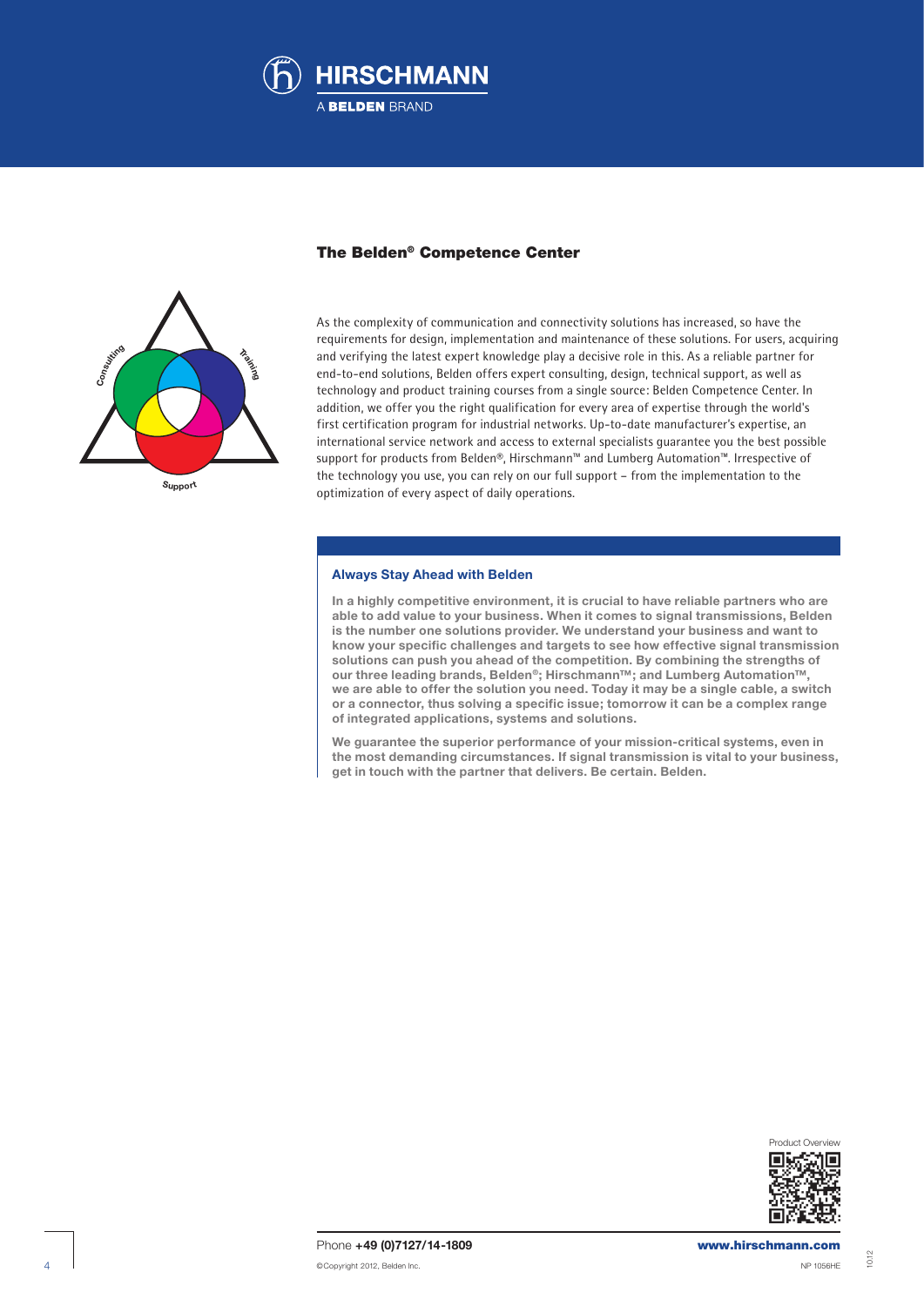HIRSCHMANN

A BELDEN BRAND

## The Belden® Competence Center

Consulting

Training

Support

As the complexity of communication and connectivity solutions has increased, so have the requirements for design, implementation and maintenance of these solutions. For users, acquiring and verifying the latest expert knowledge play a decisive role in this. As a reliable partner for end-to-end solutions, Belden offers expert consulting, design, technical support, as well as technology and product training courses from a single source: Belden Competence Center. In addition, we offer you the right qualification for every area of expertise through the world's first certification program for industrial networks. Up-to-date manufacturer's expertise, an international service network and access to external specialists guarantee you the best possible support for products from Belden®, Hirschmann™ and Lumberg Automation™. Irrespective of the technology you use, you can rely on our full support – from the implementation to the optimization of every aspect of daily operations.

### Always Stay Ahead with Belden

**In a highly competitive environment, it is crucial to have reliable partners who are able to add value to your business. When it comes to signal transmissions, Belden is the number one solutions provider. We understand your business and want to know your specific challenges and targets to see how effective signal transmission solutions can push you ahead of the competition. By combining the strengths of our three leading brands, Belden®; Hirschmann™; and Lumberg Automation™, we are able to offer the solution you need. Today it may be a single cable, a switch or a connector, thus solving a specific issue; tomorrow it can be a complex range of integrated applications, systems and solutions.**

**We guarantee the superior performance of your mission-critical systems, even in the most demanding circumstances. If signal transmission is vital to your business, get in touch with the partner that delivers. Be certain. Belden.**

Product Overview

Phone **+49 (0)7127/14-1809**

**www.hirschmann.com**

©Copyright 2012, Belden Inc.

NP 1056HE

1012